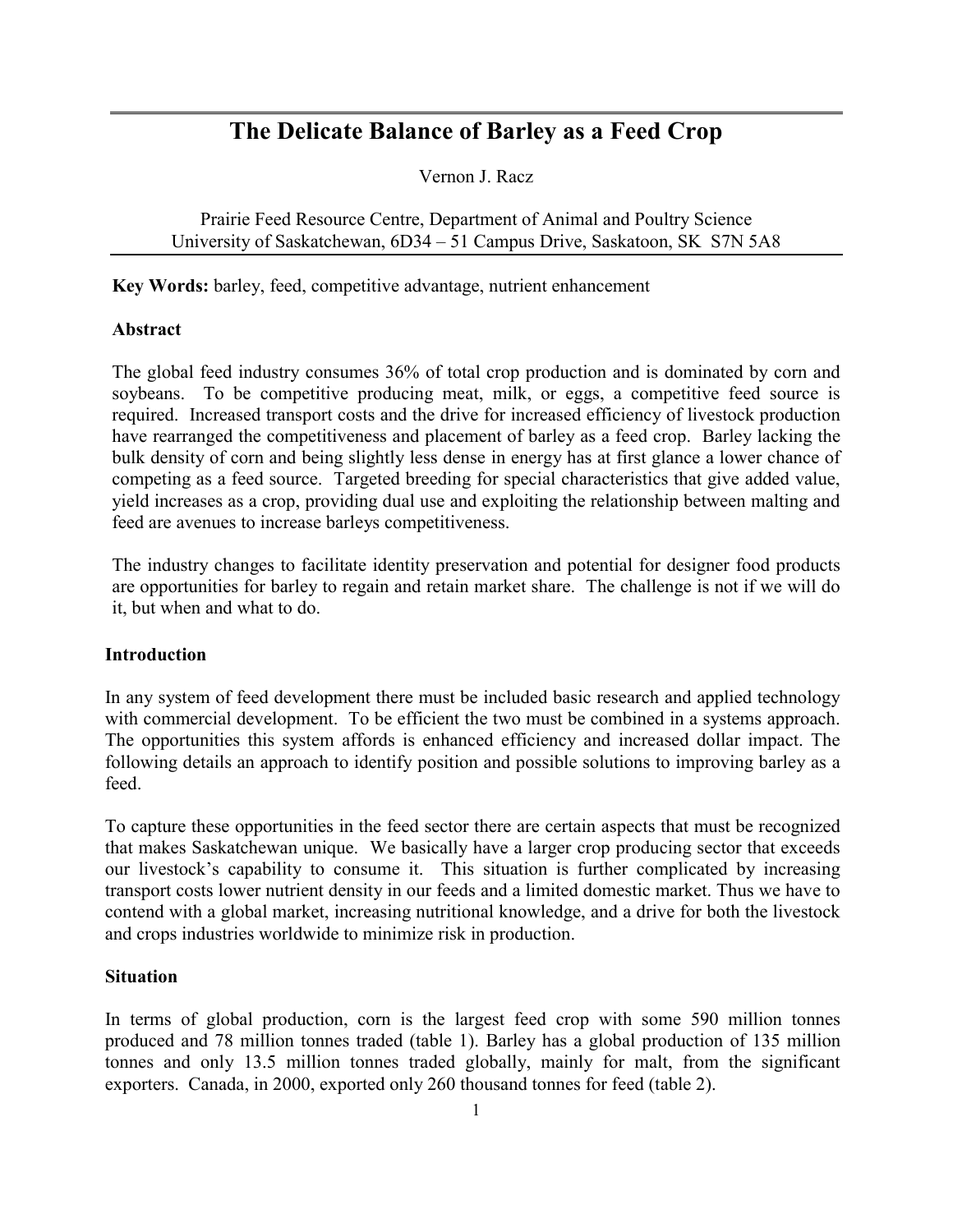# The Delicate Balance of Barley as a Feed Crop

Vernon J. Racz

Prairie Feed Resource Centre, Department of Animal and Poultry Science
University of Saskatchewan, 6D34 – 51 Campus Drive, Saskatoon, SK S7N 5A8

**Key Words:** barley, feed, competitive advantage, nutrient enhancement

## Abstract

The global feed industry consumes 36% of total crop production and is dominated by corn and soybeans. To be competitive producing meat, milk, or eggs, a competitive feed source is required. Increased transport costs and the drive for increased efficiency of livestock production have rearranged the competitiveness and placement of barley as a feed crop. Barley lacking the bulk density of corn and being slightly less dense in energy has at first glance a lower chance of competing as a feed source. Targeted breeding for special characteristics that give added value, yield increases as a crop, providing dual use and exploiting the relationship between malting and feed are avenues to increase barleys competitiveness.

The industry changes to facilitate identity preservation and potential for designer food products are opportunities for barley to regain and retain market share. The challenge is not if we will do it, but when and what to do.

## Introduction

In any system of feed development there must be included basic research and applied technology with commercial development. To be efficient the two must be combined in a systems approach. The opportunities this system affords is enhanced efficiency and increased dollar impact. The following details an approach to identify position and possible solutions to improving barley as a feed.

To capture these opportunities in the feed sector there are certain aspects that must be recognized that makes Saskatchewan unique. We basically have a larger crop producing sector that exceeds our livestock's capability to consume it. This situation is further complicated by increasing transport costs lower nutrient density in our feeds and a limited domestic market. Thus we have to contend with a global market, increasing nutritional knowledge, and a drive for both the livestock and crops industries worldwide to minimize risk in production.

## Situation

In terms of global production, corn is the largest feed crop with some 590 million tonnes produced and 78 million tonnes traded (table 1). Barley has a global production of 135 million tonnes and only 13.5 million tonnes traded globally, mainly for malt, from the significant exporters. Canada, in 2000, exported only 260 thousand tonnes for feed (table 2).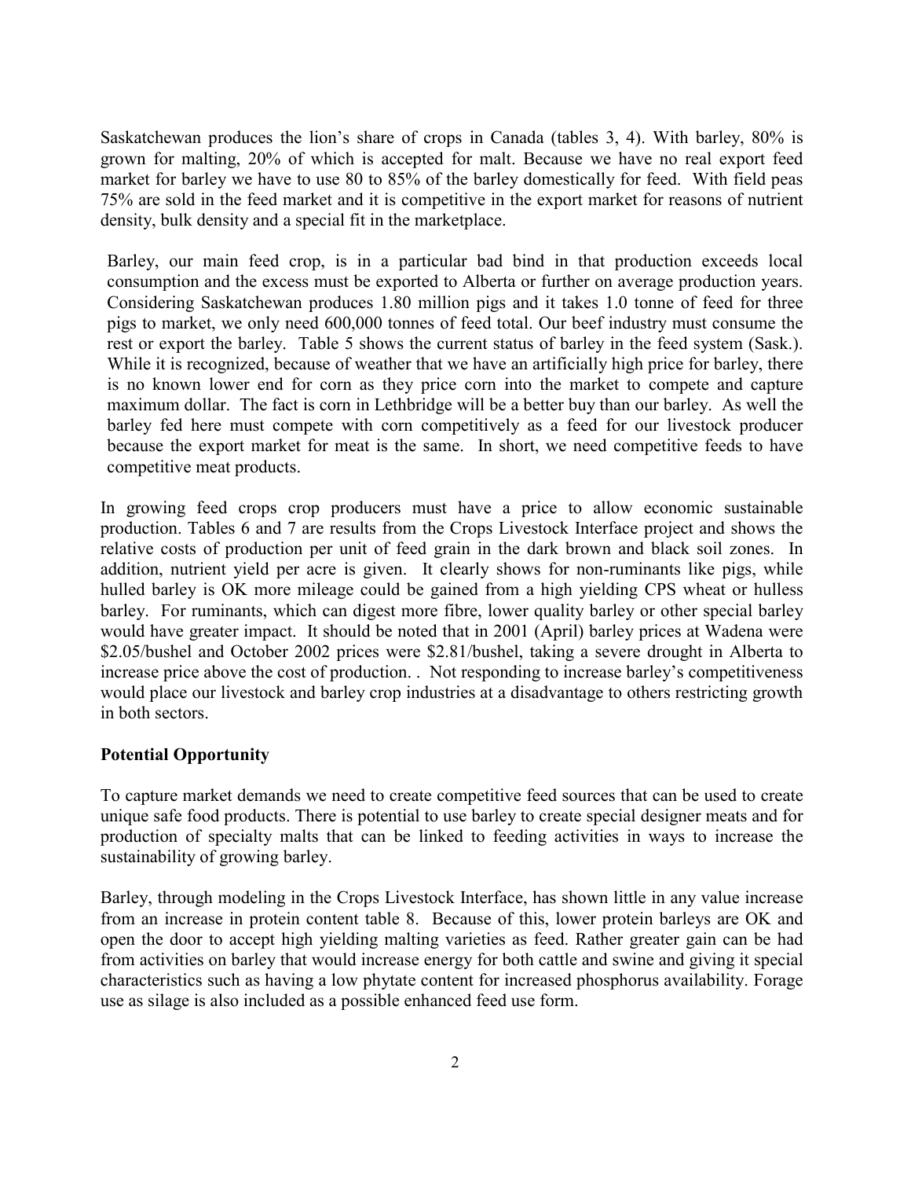Saskatchewan produces the lion's share of crops in Canada (tables 3, 4). With barley, 80% is grown for malting, 20% of which is accepted for malt. Because we have no real export feed market for barley we have to use 80 to 85% of the barley domestically for feed. With field peas 75% are sold in the feed market and it is competitive in the export market for reasons of nutrient density, bulk density and a special fit in the marketplace.

Barley, our main feed crop, is in a particular bad bind in that production exceeds local consumption and the excess must be exported to Alberta or further on average production years. Considering Saskatchewan produces 1.80 million pigs and it takes 1.0 tonne of feed for three pigs to market, we only need 600,000 tonnes of feed total. Our beef industry must consume the rest or export the barley. Table 5 shows the current status of barley in the feed system (Sask.). While it is recognized, because of weather that we have an artificially high price for barley, there is no known lower end for corn as they price corn into the market to compete and capture maximum dollar. The fact is corn in Lethbridge will be a better buy than our barley. As well the barley fed here must compete with corn competitively as a feed for our livestock producer because the export market for meat is the same. In short, we need competitive feeds to have competitive meat products.

In growing feed crops crop producers must have a price to allow economic sustainable production. Tables 6 and 7 are results from the Crops Livestock Interface project and shows the relative costs of production per unit of feed grain in the dark brown and black soil zones. In addition, nutrient yield per acre is given. It clearly shows for non-ruminants like pigs, while hulled barley is OK more mileage could be gained from a high yielding CPS wheat or hulless barley. For ruminants, which can digest more fibre, lower quality barley or other special barley would have greater impact. It should be noted that in 2001 (April) barley prices at Wadena were \$2.05/bushel and October 2002 prices were \$2.81/bushel, taking a severe drought in Alberta to increase price above the cost of production. . Not responding to increase barley's competitiveness would place our livestock and barley crop industries at a disadvantage to others restricting growth in both sectors.

**Potential Opportunity**

To capture market demands we need to create competitive feed sources that can be used to create unique safe food products. There is potential to use barley to create special designer meats and for production of specialty malts that can be linked to feeding activities in ways to increase the sustainability of growing barley.

Barley, through modeling in the Crops Livestock Interface, has shown little in any value increase from an increase in protein content table 8. Because of this, lower protein barleys are OK and open the door to accept high yielding malting varieties as feed. Rather greater gain can be had from activities on barley that would increase energy for both cattle and swine and giving it special characteristics such as having a low phytate content for increased phosphorus availability. Forage use as silage is also included as a possible enhanced feed use form.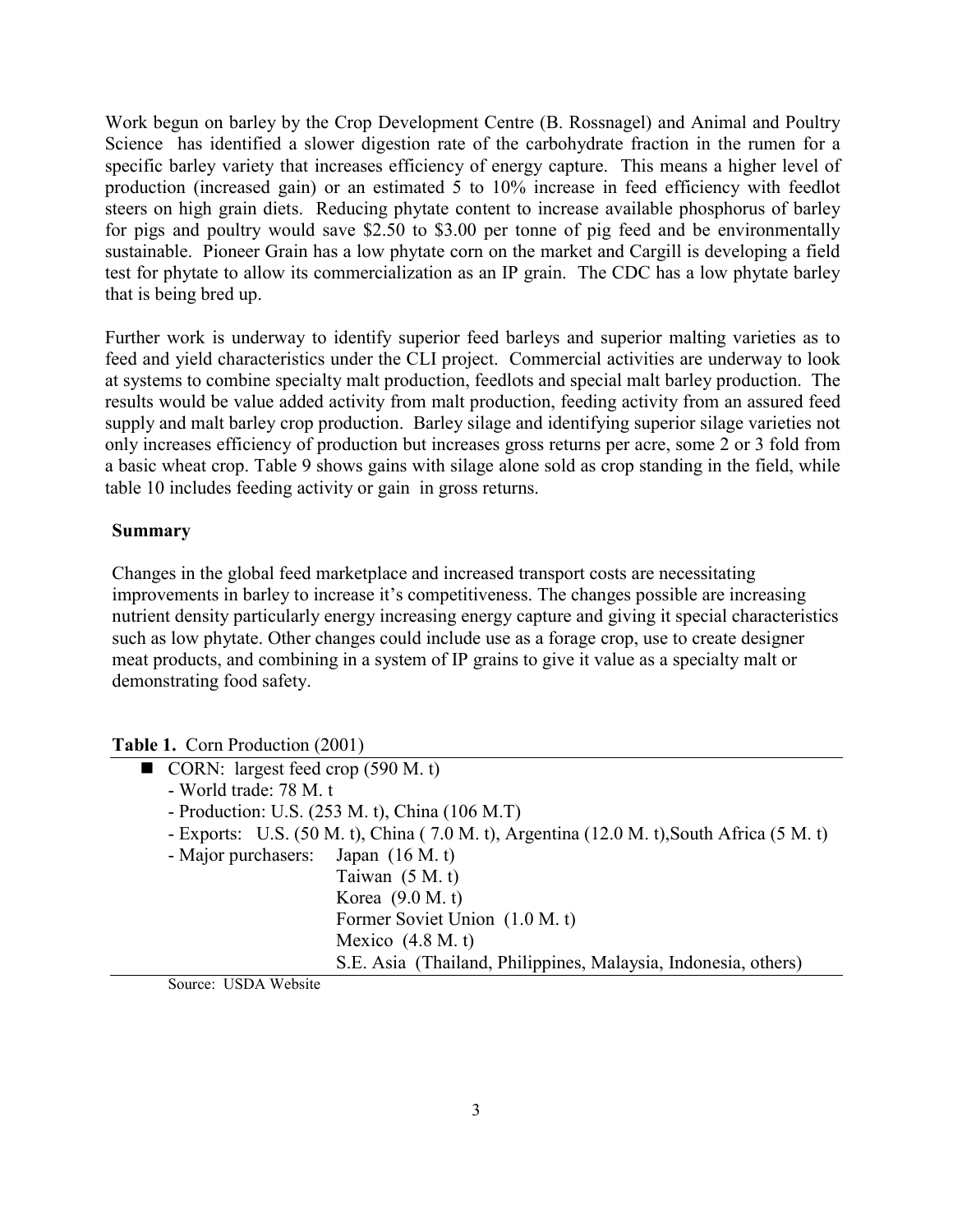Work begun on barley by the Crop Development Centre (B. Rossnagel) and Animal and Poultry Science has identified a slower digestion rate of the carbohydrate fraction in the rumen for a specific barley variety that increases efficiency of energy capture. This means a higher level of production (increased gain) or an estimated 5 to 10% increase in feed efficiency with feedlot steers on high grain diets. Reducing phytate content to increase available phosphorus of barley for pigs and poultry would save $2.50 to $3.00 per tonne of pig feed and be environmentally sustainable. Pioneer Grain has a low phytate corn on the market and Cargill is developing a field test for phytate to allow its commercialization as an IP grain. The CDC has a low phytate barley that is being bred up.

Further work is underway to identify superior feed barleys and superior malting varieties as to feed and yield characteristics under the CLI project. Commercial activities are underway to look at systems to combine specialty malt production, feedlots and special malt barley production. The results would be value added activity from malt production, feeding activity from an assured feed supply and malt barley crop production. Barley silage and identifying superior silage varieties not only increases efficiency of production but increases gross returns per acre, some 2 or 3 fold from a basic wheat crop. Table 9 shows gains with silage alone sold as crop standing in the field, while table 10 includes feeding activity or gain in gross returns.

## Summary

Changes in the global feed marketplace and increased transport costs are necessitating improvements in barley to increase it's competitiveness. The changes possible are increasing nutrient density particularly energy increasing energy capture and giving it special characteristics such as low phytate. Other changes could include use as a forage crop, use to create designer meat products, and combining in a system of IP grains to give it value as a specialty malt or demonstrating food safety.

**Table 1.** Corn Production (2001)

- CORN: largest feed crop (590 M. t)
  - World trade: 78 M. t
  - Production: U.S. (253 M. t), China (106 M.T)
  - Exports: U.S. (50 M. t), China ( 7.0 M. t), Argentina (12.0 M. t),South Africa (5 M. t)
  - Major purchasers:
    - Japan (16 M. t)
    - Taiwan (5 M. t)
    - Korea (9.0 M. t)
    - Former Soviet Union (1.0 M. t)
    - Mexico (4.8 M. t)
    - S.E. Asia (Thailand, Philippines, Malaysia, Indonesia, others)

Source: USDA Website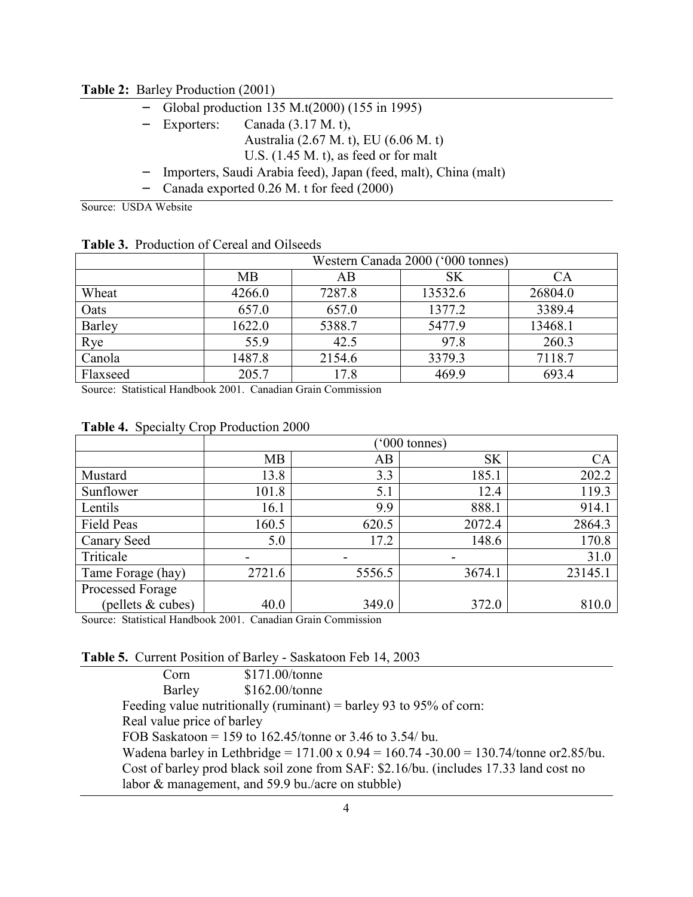**Table 2:** Barley Production (2001)

- Global production 135 M.t(2000) (155 in 1995)
- Exporters: Canada (3.17 M. t),
  Australia (2.67 M. t), EU (6.06 M. t)
  U.S. (1.45 M. t), as feed or for malt
- Importers, Saudi Arabia feed), Japan (feed, malt), China (malt)
- Canada exported 0.26 M. t for feed (2000)

Source: USDA Website

**Table 3.** Production of Cereal and Oilseeds

| | Western Canada 2000 ('000 tonnes) | | | |
|---|---|---|---|---|
| | MB | AB | SK | CA |
| Wheat | 4266.0 | 7287.8 | 13532.6 | 26804.0 |
| Oats | 657.0 | 657.0 | 1377.2 | 3389.4 |
| Barley | 1622.0 | 5388.7 | 5477.9 | 13468.1 |
| Rye | 55.9 | 42.5 | 97.8 | 260.3 |
| Canola | 1487.8 | 2154.6 | 3379.3 | 7118.7 |
| Flaxseed | 205.7 | 17.8 | 469.9 | 693.4 |

Source: Statistical Handbook 2001. Canadian Grain Commission

**Table 4.** Specialty Crop Production 2000

| | ('000 tonnes) | | | |
|---|---|---|---|---|
| | MB | AB | SK | CA |
| Mustard | 13.8 | 3.3 | 185.1 | 202.2 |
| Sunflower | 101.8 | 5.1 | 12.4 | 119.3 |
| Lentils | 16.1 | 9.9 | 888.1 | 914.1 |
| Field Peas | 160.5 | 620.5 | 2072.4 | 2864.3 |
| Canary Seed | 5.0 | 17.2 | 148.6 | 170.8 |
| Triticale | - | - | - | 31.0 |
| Tame Forage (hay) | 2721.6 | 5556.5 | 3674.1 | 23145.1 |
| Processed Forage (pellets & cubes) | 40.0 | 349.0 | 372.0 | 810.0 |

Source: Statistical Handbook 2001. Canadian Grain Commission

**Table 5.** Current Position of Barley - Saskatoon Feb 14, 2003

Corn $171.00/tonne
Barley $162.00/tonne

Feeding value nutritionally (ruminant) = barley 93 to 95% of corn:
Real value price of barley
FOB Saskatoon = 159 to 162.45/tonne or 3.46 to 3.54/ bu.
Wadena barley in Lethbridge = 171.00 x 0.94 = 160.74 -30.00 = 130.74/tonne or2.85/bu.
Cost of barley prod black soil zone from SAF: $2.16/bu. (includes 17.33 land cost no labor & management, and 59.9 bu./acre on stubble)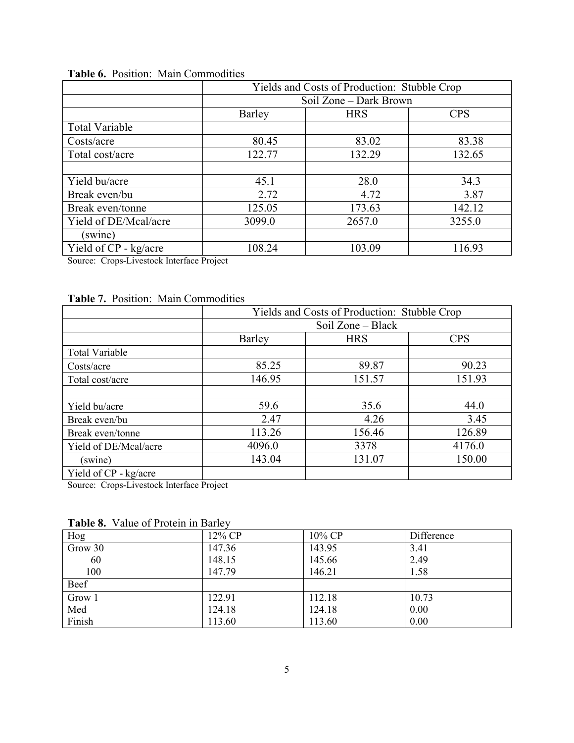**Table 6.** Position: Main Commodities

| | Yields and Costs of Production: Stubble Crop | | |
|---|---|---|---|
| | Soil Zone – Dark Brown | | |
| | Barley | HRS | CPS |
| Total Variable | | | |
| Costs/acre | 80.45 | 83.02 | 83.38 |
| Total cost/acre | 122.77 | 132.29 | 132.65 |
| | | | |
| Yield bu/acre | 45.1 | 28.0 | 34.3 |
| Break even/bu | 2.72 | 4.72 | 3.87 |
| Break even/tonne | 125.05 | 173.63 | 142.12 |
| Yield of DE/Mcal/acre | 3099.0 | 2657.0 | 3255.0 |
| (swine) | | | |
| Yield of CP - kg/acre | 108.24 | 103.09 | 116.93 |

Source: Crops-Livestock Interface Project

**Table 7.** Position: Main Commodities

| | Yields and Costs of Production: Stubble Crop | | |
|---|---|---|---|
| | Soil Zone – Black | | |
| | Barley | HRS | CPS |
| Total Variable | | | |
| Costs/acre | 85.25 | 89.87 | 90.23 |
| Total cost/acre | 146.95 | 151.57 | 151.93 |
| | | | |
| Yield bu/acre | 59.6 | 35.6 | 44.0 |
| Break even/bu | 2.47 | 4.26 | 3.45 |
| Break even/tonne | 113.26 | 156.46 | 126.89 |
| Yield of DE/Mcal/acre | 4096.0 | 3378 | 4176.0 |
| (swine) | 143.04 | 131.07 | 150.00 |
| Yield of CP - kg/acre | | | |

Source: Crops-Livestock Interface Project

**Table 8.** Value of Protein in Barley

| Hog | 12% CP | 10% CP | Difference |
|---|---|---|---|
| Grow 30 | 147.36 | 143.95 | 3.41 |
| 60 | 148.15 | 145.66 | 2.49 |
| 100 | 147.79 | 146.21 | 1.58 |
| Beef | | | |
| Grow 1 | 122.91 | 112.18 | 10.73 |
| Med | 124.18 | 124.18 | 0.00 |
| Finish | 113.60 | 113.60 | 0.00 |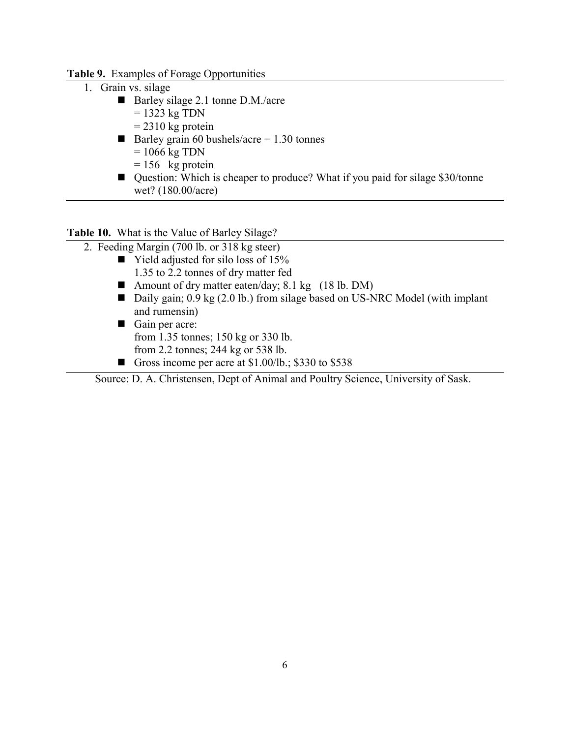**Table 9.** Examples of Forage Opportunities

1. Grain vs. silage
   - Barley silage 2.1 tonne D.M./acre
     = 1323 kg TDN
     = 2310 kg protein
   - Barley grain 60 bushels/acre = 1.30 tonnes
     = 1066 kg TDN
     = 156 kg protein
   - Question: Which is cheaper to produce? What if you paid for silage $30/tonne wet? (180.00/acre)

**Table 10.** What is the Value of Barley Silage?

2. Feeding Margin (700 lb. or 318 kg steer)
   - Yield adjusted for silo loss of 15%
     1.35 to 2.2 tonnes of dry matter fed
   - Amount of dry matter eaten/day; 8.1 kg (18 lb. DM)
   - Daily gain; 0.9 kg (2.0 lb.) from silage based on US-NRC Model (with implant and rumensin)
   - Gain per acre:
     from 1.35 tonnes; 150 kg or 330 lb.
     from 2.2 tonnes; 244 kg or 538 lb.
   - Gross income per acre at $1.00/lb.; $330 to $538

Source: D. A. Christensen, Dept of Animal and Poultry Science, University of Sask.